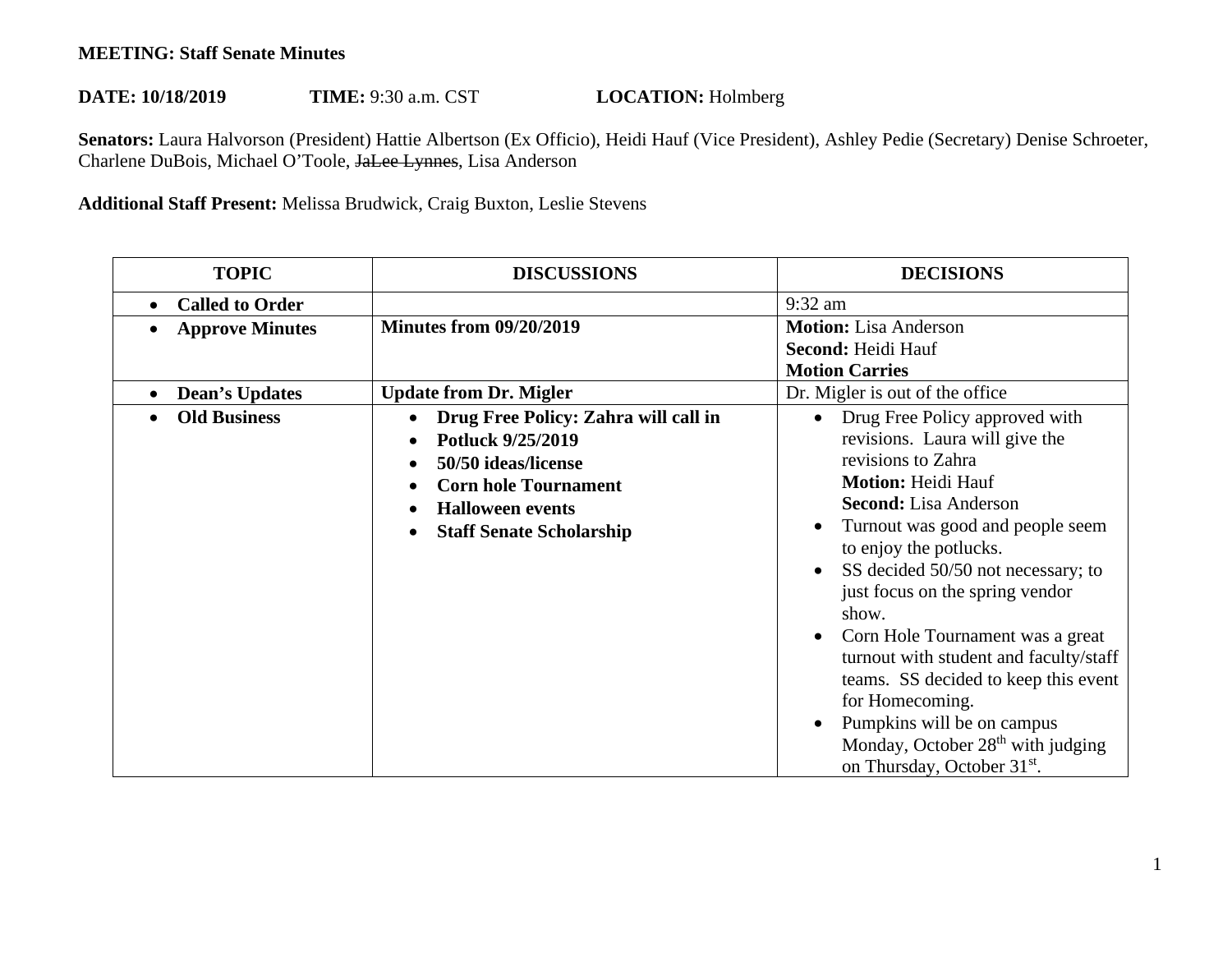**MEETING: Staff Senate Minutes**

**DATE: 10/18/2019** **TIME:** 9:30 a.m. CST **LOCATION:** Holmberg

**Senators:** Laura Halvorson (President) Hattie Albertson (Ex Officio), Heidi Hauf (Vice President), Ashley Pedie (Secretary) Denise Schroeter, Charlene DuBois, Michael O'Toole, ~~JaLee Lynnes~~, Lisa Anderson

**Additional Staff Present:** Melissa Brudwick, Craig Buxton, Leslie Stevens

| TOPIC | DISCUSSIONS | DECISIONS |
|---|---|---|
| • **Called to Order** | | 9:32 am |
| • **Approve Minutes** | **Minutes from 09/20/2019** | **Motion:** Lisa Anderson<br>**Second:** Heidi Hauf<br>**Motion Carries** |
| • **Dean's Updates** | **Update from Dr. Migler** | Dr. Migler is out of the office |
| • **Old Business** | • **Drug Free Policy: Zahra will call in**<br>• **Potluck 9/25/2019**<br>• **50/50 ideas/license**<br>• **Corn hole Tournament**<br>• **Halloween events**<br>• **Staff Senate Scholarship** | • Drug Free Policy approved with revisions. Laura will give the revisions to Zahra<br>**Motion:** Heidi Hauf<br>**Second:** Lisa Anderson<br>• Turnout was good and people seem to enjoy the potlucks.<br>• SS decided 50/50 not necessary; to just focus on the spring vendor show.<br>• Corn Hole Tournament was a great turnout with student and faculty/staff teams. SS decided to keep this event for Homecoming.<br>• Pumpkins will be on campus Monday, October 28th with judging on Thursday, October 31st. |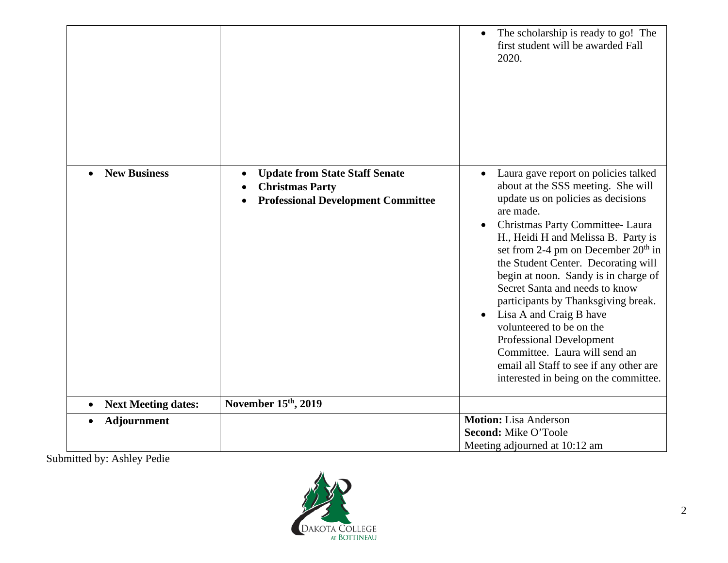| | | |
|---|---|---|
| | | • The scholarship is ready to go! The first student will be awarded Fall 2020. |
| • **New Business** | • **Update from State Staff Senate**<br>• **Christmas Party**<br>• **Professional Development Committee** | • Laura gave report on policies talked about at the SSS meeting. She will update us on policies as decisions are made.<br>• Christmas Party Committee- Laura H., Heidi H and Melissa B. Party is set from 2-4 pm on December 20th in the Student Center. Decorating will begin at noon. Sandy is in charge of Secret Santa and needs to know participants by Thanksgiving break.<br>• Lisa A and Craig B have volunteered to be on the Professional Development Committee. Laura will send an email all Staff to see if any other are interested in being on the committee. |
| • **Next Meeting dates:** | **November 15th, 2019** | |
| • **Adjournment** | | **Motion:** Lisa Anderson<br>**Second:** Mike O'Toole<br>Meeting adjourned at 10:12 am |

Submitted by: Ashley Pedie

DAKOTA COLLEGE AT BOTTINEAU